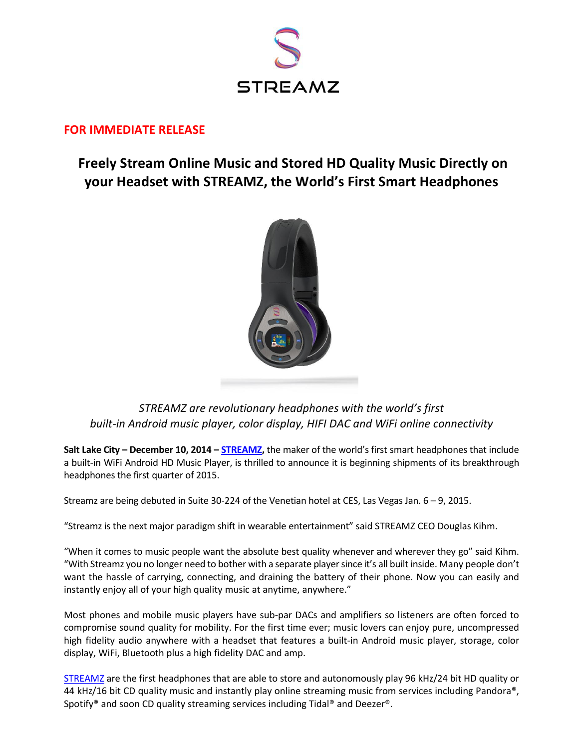STREAMZ

**FOR IMMEDIATE RELEASE**

# Freely Stream Online Music and Stored HD Quality Music Directly on your Headset with STREAMZ, the World's First Smart Headphones

*STREAMZ are revolutionary headphones with the world's first built-in Android music player, color display, HIFI DAC and WiFi online connectivity*

**Salt Lake City – December 10, 2014 – STREAMZ,** the maker of the world's first smart headphones that include a built-in WiFi Android HD Music Player, is thrilled to announce it is beginning shipments of its breakthrough headphones the first quarter of 2015.

Streamz are being debuted in Suite 30-224 of the Venetian hotel at CES, Las Vegas Jan. 6 – 9, 2015.

"Streamz is the next major paradigm shift in wearable entertainment" said STREAMZ CEO Douglas Kihm.

"When it comes to music people want the absolute best quality whenever and wherever they go" said Kihm. "With Streamz you no longer need to bother with a separate player since it's all built inside. Many people don't want the hassle of carrying, connecting, and draining the battery of their phone. Now you can easily and instantly enjoy all of your high quality music at anytime, anywhere."

Most phones and mobile music players have sub-par DACs and amplifiers so listeners are often forced to compromise sound quality for mobility. For the first time ever; music lovers can enjoy pure, uncompressed high fidelity audio anywhere with a headset that features a built-in Android music player, storage, color display, WiFi, Bluetooth plus a high fidelity DAC and amp.

STREAMZ are the first headphones that are able to store and autonomously play 96 kHz/24 bit HD quality or 44 kHz/16 bit CD quality music and instantly play online streaming music from services including Pandora®, Spotify® and soon CD quality streaming services including Tidal® and Deezer®.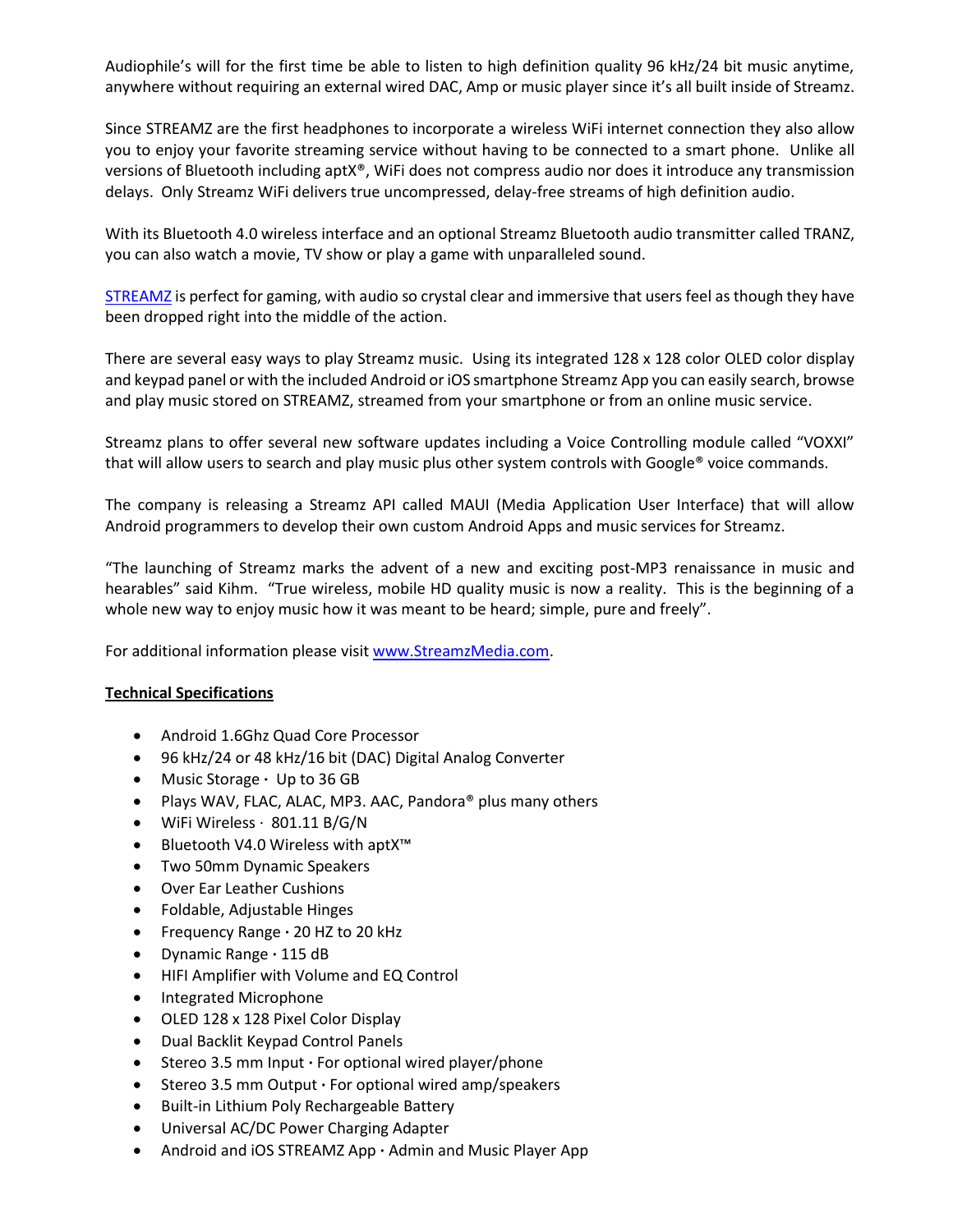Audiophile's will for the first time be able to listen to high definition quality 96 kHz/24 bit music anytime, anywhere without requiring an external wired DAC, Amp or music player since it's all built inside of Streamz.

Since STREAMZ are the first headphones to incorporate a wireless WiFi internet connection they also allow you to enjoy your favorite streaming service without having to be connected to a smart phone. Unlike all versions of Bluetooth including aptX®, WiFi does not compress audio nor does it introduce any transmission delays. Only Streamz WiFi delivers true uncompressed, delay-free streams of high definition audio.

With its Bluetooth 4.0 wireless interface and an optional Streamz Bluetooth audio transmitter called TRANZ, you can also watch a movie, TV show or play a game with unparalleled sound.

STREAMZ is perfect for gaming, with audio so crystal clear and immersive that users feel as though they have been dropped right into the middle of the action.

There are several easy ways to play Streamz music. Using its integrated 128 x 128 color OLED color display and keypad panel or with the included Android or iOS smartphone Streamz App you can easily search, browse and play music stored on STREAMZ, streamed from your smartphone or from an online music service.

Streamz plans to offer several new software updates including a Voice Controlling module called "VOXXI" that will allow users to search and play music plus other system controls with Google® voice commands.

The company is releasing a Streamz API called MAUI (Media Application User Interface) that will allow Android programmers to develop their own custom Android Apps and music services for Streamz.

"The launching of Streamz marks the advent of a new and exciting post-MP3 renaissance in music and hearables" said Kihm. "True wireless, mobile HD quality music is now a reality. This is the beginning of a whole new way to enjoy music how it was meant to be heard; simple, pure and freely".

For additional information please visit www.StreamzMedia.com.

**Technical Specifications**

- Android 1.6Ghz Quad Core Processor
- 96 kHz/24 or 48 kHz/16 bit (DAC) Digital Analog Converter
- Music Storage · Up to 36 GB
- Plays WAV, FLAC, ALAC, MP3. AAC, Pandora® plus many others
- WiFi Wireless · 801.11 B/G/N
- Bluetooth V4.0 Wireless with aptX™
- Two 50mm Dynamic Speakers
- Over Ear Leather Cushions
- Foldable, Adjustable Hinges
- Frequency Range · 20 HZ to 20 kHz
- Dynamic Range · 115 dB
- HIFI Amplifier with Volume and EQ Control
- Integrated Microphone
- OLED 128 x 128 Pixel Color Display
- Dual Backlit Keypad Control Panels
- Stereo 3.5 mm Input · For optional wired player/phone
- Stereo 3.5 mm Output · For optional wired amp/speakers
- Built-in Lithium Poly Rechargeable Battery
- Universal AC/DC Power Charging Adapter
- Android and iOS STREAMZ App · Admin and Music Player App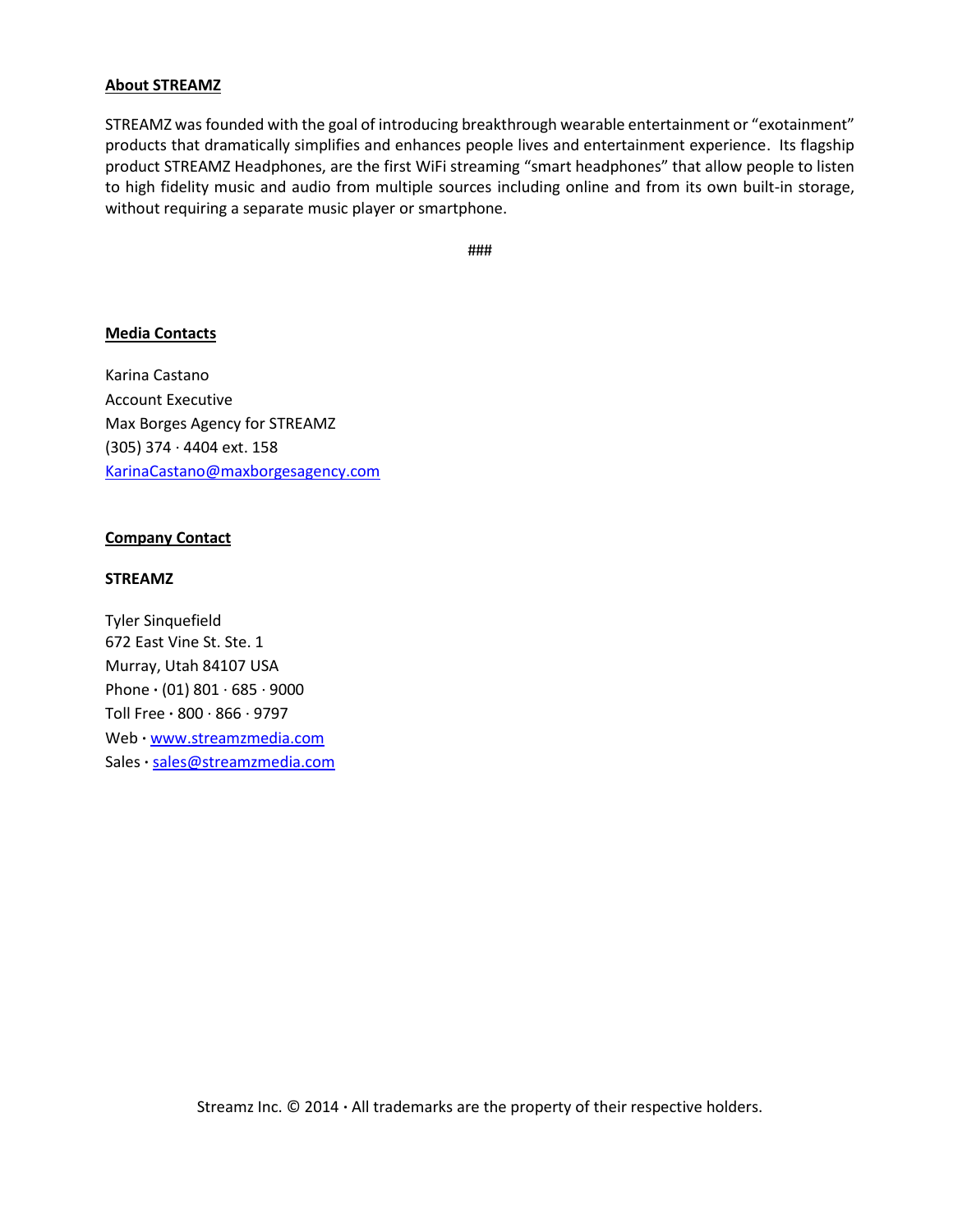**About STREAMZ**

STREAMZ was founded with the goal of introducing breakthrough wearable entertainment or "exotainment" products that dramatically simplifies and enhances people lives and entertainment experience. Its flagship product STREAMZ Headphones, are the first WiFi streaming "smart headphones" that allow people to listen to high fidelity music and audio from multiple sources including online and from its own built-in storage, without requiring a separate music player or smartphone.

###

**Media Contacts**

Karina Castano
Account Executive
Max Borges Agency for STREAMZ
(305) 374 · 4404 ext. 158
KarinaCastano@maxborgesagency.com

**Company Contact**

**STREAMZ**

Tyler Sinquefield
672 East Vine St. Ste. 1
Murray, Utah 84107 USA
Phone · (01) 801 · 685 · 9000
Toll Free · 800 · 866 · 9797
Web · www.streamzmedia.com
Sales · sales@streamzmedia.com

Streamz Inc. © 2014 · All trademarks are the property of their respective holders.